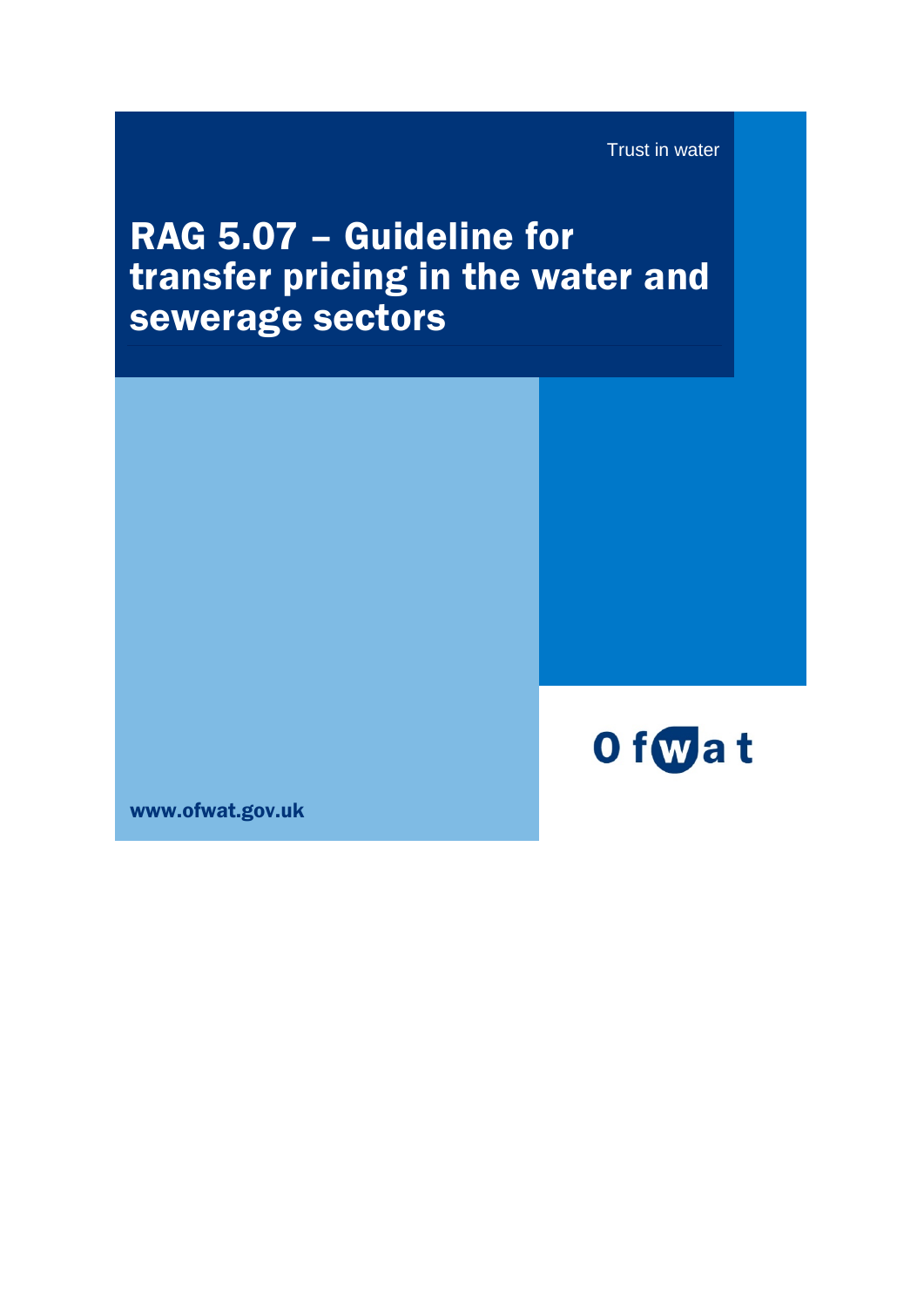Trust in water

# RAG 5.07 – Guideline for transfer pricing in the water and sewerage sectors

Ofwat

www.ofwat.gov.uk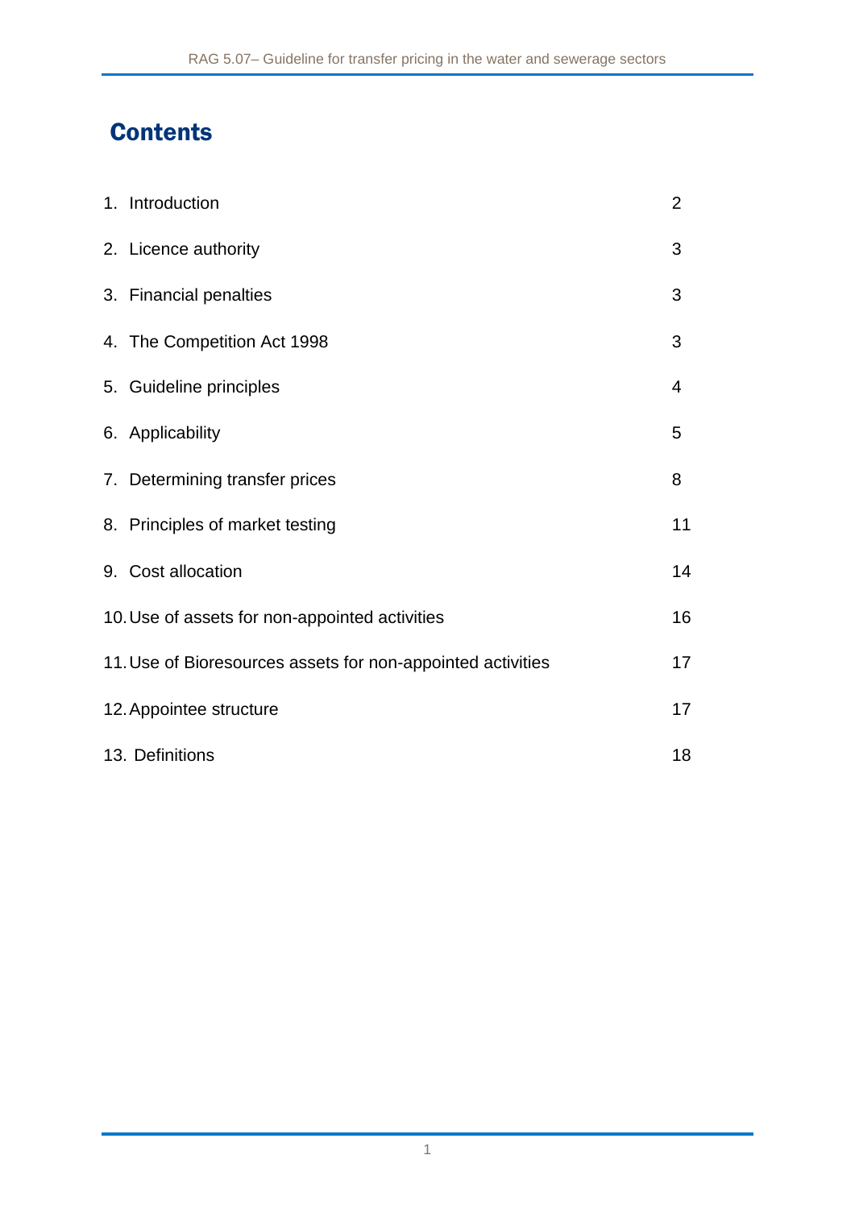# Contents

| | |
|---|---|
| 1. Introduction | 2 |
| 2. Licence authority | 3 |
| 3. Financial penalties | 3 |
| 4. The Competition Act 1998 | 3 |
| 5. Guideline principles | 4 |
| 6. Applicability | 5 |
| 7. Determining transfer prices | 8 |
| 8. Principles of market testing | 11 |
| 9. Cost allocation | 14 |
| 10. Use of assets for non-appointed activities | 16 |
| 11. Use of Bioresources assets for non-appointed activities | 17 |
| 12. Appointee structure | 17 |
| 13. Definitions | 18 |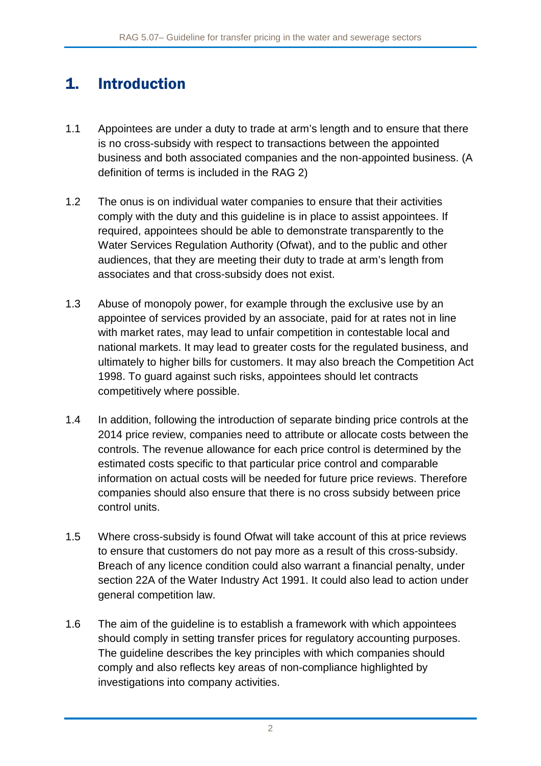# 1. Introduction

1.1 Appointees are under a duty to trade at arm's length and to ensure that there is no cross-subsidy with respect to transactions between the appointed business and both associated companies and the non-appointed business. (A definition of terms is included in the RAG 2)

1.2 The onus is on individual water companies to ensure that their activities comply with the duty and this guideline is in place to assist appointees. If required, appointees should be able to demonstrate transparently to the Water Services Regulation Authority (Ofwat), and to the public and other audiences, that they are meeting their duty to trade at arm's length from associates and that cross-subsidy does not exist.

1.3 Abuse of monopoly power, for example through the exclusive use by an appointee of services provided by an associate, paid for at rates not in line with market rates, may lead to unfair competition in contestable local and national markets. It may lead to greater costs for the regulated business, and ultimately to higher bills for customers. It may also breach the Competition Act 1998. To guard against such risks, appointees should let contracts competitively where possible.

1.4 In addition, following the introduction of separate binding price controls at the 2014 price review, companies need to attribute or allocate costs between the controls. The revenue allowance for each price control is determined by the estimated costs specific to that particular price control and comparable information on actual costs will be needed for future price reviews. Therefore companies should also ensure that there is no cross subsidy between price control units.

1.5 Where cross-subsidy is found Ofwat will take account of this at price reviews to ensure that customers do not pay more as a result of this cross-subsidy. Breach of any licence condition could also warrant a financial penalty, under section 22A of the Water Industry Act 1991. It could also lead to action under general competition law.

1.6 The aim of the guideline is to establish a framework with which appointees should comply in setting transfer prices for regulatory accounting purposes. The guideline describes the key principles with which companies should comply and also reflects key areas of non-compliance highlighted by investigations into company activities.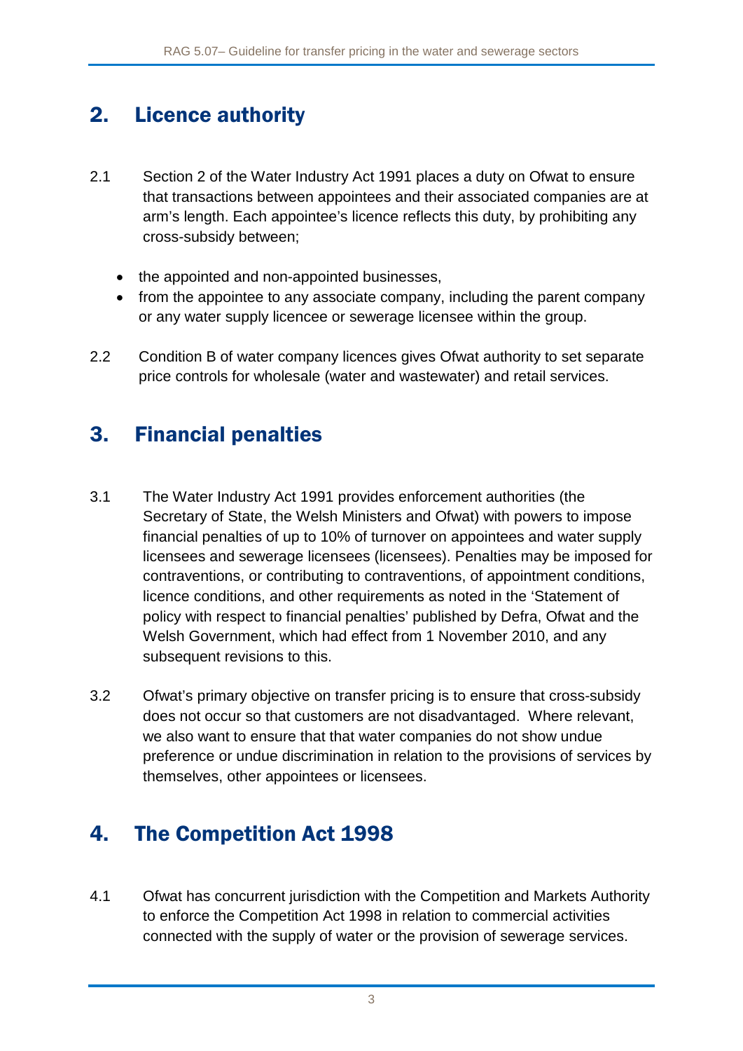## 2. Licence authority

2.1 Section 2 of the Water Industry Act 1991 places a duty on Ofwat to ensure that transactions between appointees and their associated companies are at arm's length. Each appointee's licence reflects this duty, by prohibiting any cross-subsidy between;

- the appointed and non-appointed businesses,
- from the appointee to any associate company, including the parent company or any water supply licencee or sewerage licensee within the group.

2.2 Condition B of water company licences gives Ofwat authority to set separate price controls for wholesale (water and wastewater) and retail services.

## 3. Financial penalties

3.1 The Water Industry Act 1991 provides enforcement authorities (the Secretary of State, the Welsh Ministers and Ofwat) with powers to impose financial penalties of up to 10% of turnover on appointees and water supply licensees and sewerage licensees (licensees). Penalties may be imposed for contraventions, or contributing to contraventions, of appointment conditions, licence conditions, and other requirements as noted in the 'Statement of policy with respect to financial penalties' published by Defra, Ofwat and the Welsh Government, which had effect from 1 November 2010, and any subsequent revisions to this.

3.2 Ofwat's primary objective on transfer pricing is to ensure that cross-subsidy does not occur so that customers are not disadvantaged. Where relevant, we also want to ensure that that water companies do not show undue preference or undue discrimination in relation to the provisions of services by themselves, other appointees or licensees.

## 4. The Competition Act 1998

4.1 Ofwat has concurrent jurisdiction with the Competition and Markets Authority to enforce the Competition Act 1998 in relation to commercial activities connected with the supply of water or the provision of sewerage services.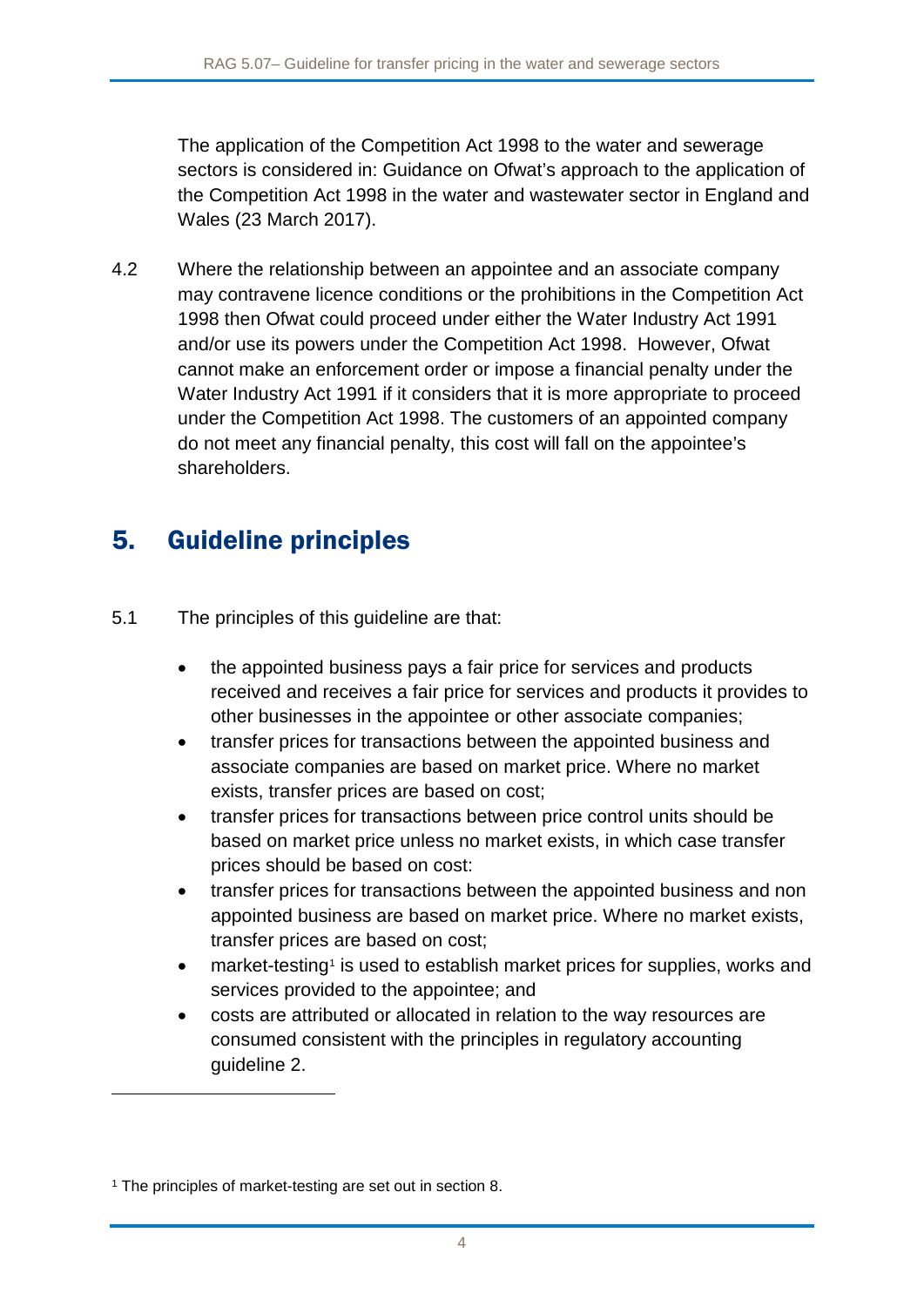The application of the Competition Act 1998 to the water and sewerage sectors is considered in: Guidance on Ofwat's approach to the application of the Competition Act 1998 in the water and wastewater sector in England and Wales (23 March 2017).

4.2 Where the relationship between an appointee and an associate company may contravene licence conditions or the prohibitions in the Competition Act 1998 then Ofwat could proceed under either the Water Industry Act 1991 and/or use its powers under the Competition Act 1998. However, Ofwat cannot make an enforcement order or impose a financial penalty under the Water Industry Act 1991 if it considers that it is more appropriate to proceed under the Competition Act 1998. The customers of an appointed company do not meet any financial penalty, this cost will fall on the appointee's shareholders.

## 5. Guideline principles

5.1 The principles of this guideline are that:

- the appointed business pays a fair price for services and products received and receives a fair price for services and products it provides to other businesses in the appointee or other associate companies;
- transfer prices for transactions between the appointed business and associate companies are based on market price. Where no market exists, transfer prices are based on cost;
- transfer prices for transactions between price control units should be based on market price unless no market exists, in which case transfer prices should be based on cost:
- transfer prices for transactions between the appointed business and non appointed business are based on market price. Where no market exists, transfer prices are based on cost;
- market-testing[1] is used to establish market prices for supplies, works and services provided to the appointee; and
- costs are attributed or allocated in relation to the way resources are consumed consistent with the principles in regulatory accounting guideline 2.

[1] The principles of market-testing are set out in section 8.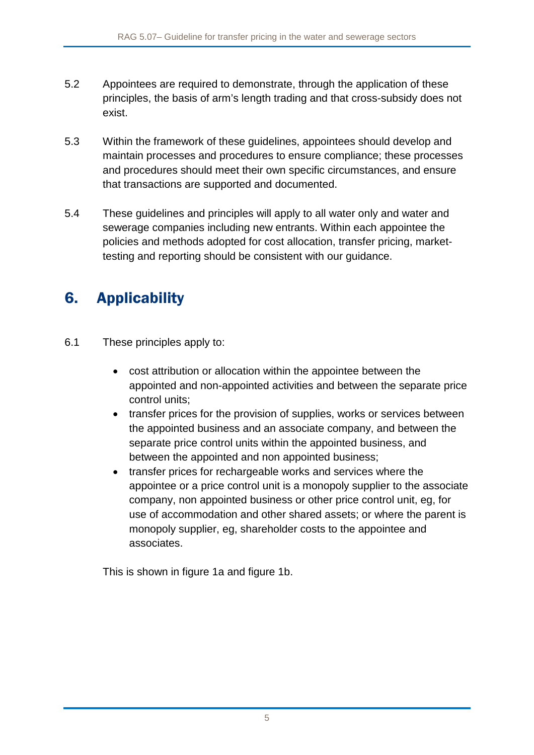5.2 Appointees are required to demonstrate, through the application of these principles, the basis of arm's length trading and that cross-subsidy does not exist.

5.3 Within the framework of these guidelines, appointees should develop and maintain processes and procedures to ensure compliance; these processes and procedures should meet their own specific circumstances, and ensure that transactions are supported and documented.

5.4 These guidelines and principles will apply to all water only and water and sewerage companies including new entrants. Within each appointee the policies and methods adopted for cost allocation, transfer pricing, market-testing and reporting should be consistent with our guidance.

## 6. Applicability

6.1 These principles apply to:

- cost attribution or allocation within the appointee between the appointed and non-appointed activities and between the separate price control units;
- transfer prices for the provision of supplies, works or services between the appointed business and an associate company, and between the separate price control units within the appointed business, and between the appointed and non appointed business;
- transfer prices for rechargeable works and services where the appointee or a price control unit is a monopoly supplier to the associate company, non appointed business or other price control unit, eg, for use of accommodation and other shared assets; or where the parent is monopoly supplier, eg, shareholder costs to the appointee and associates.

This is shown in figure 1a and figure 1b.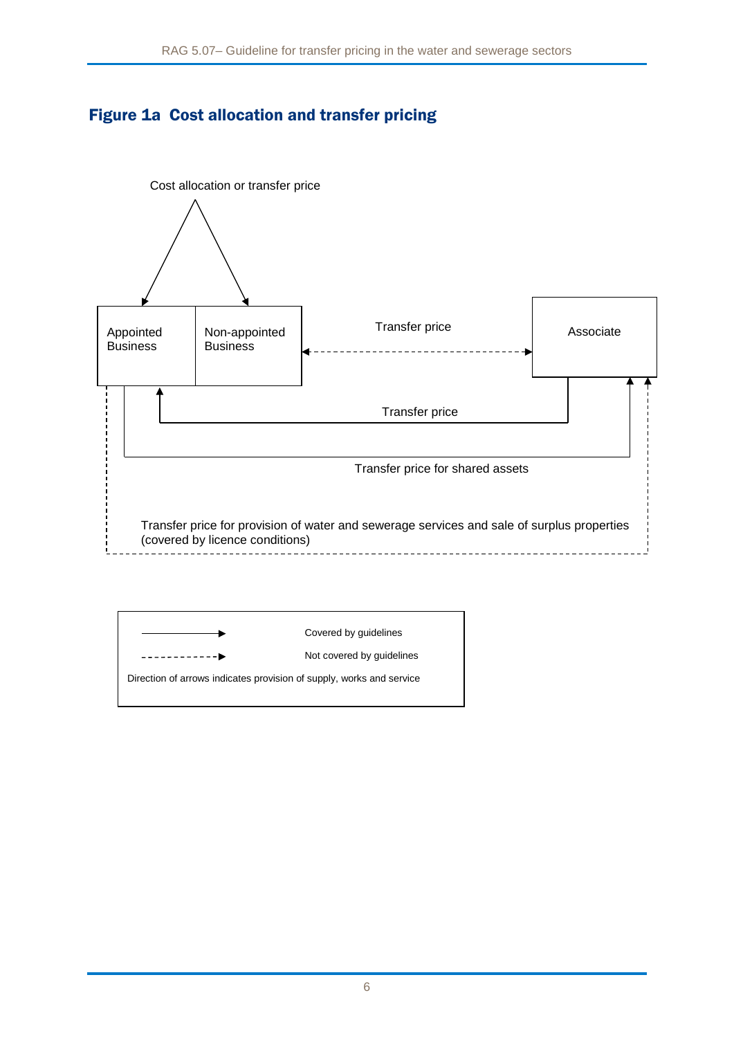## Figure 1a Cost allocation and transfer pricing

Cost allocation or transfer price

Appointed Business

Non-appointed Business

Transfer price

Associate

Transfer price

Transfer price for shared assets

Transfer price for provision of water and sewerage services and sale of surplus properties (covered by licence conditions)

| Legend | |
|---|---|
| Solid arrow | Covered by guidelines |
| Dashed arrow | Not covered by guidelines |

Direction of arrows indicates provision of supply, works and service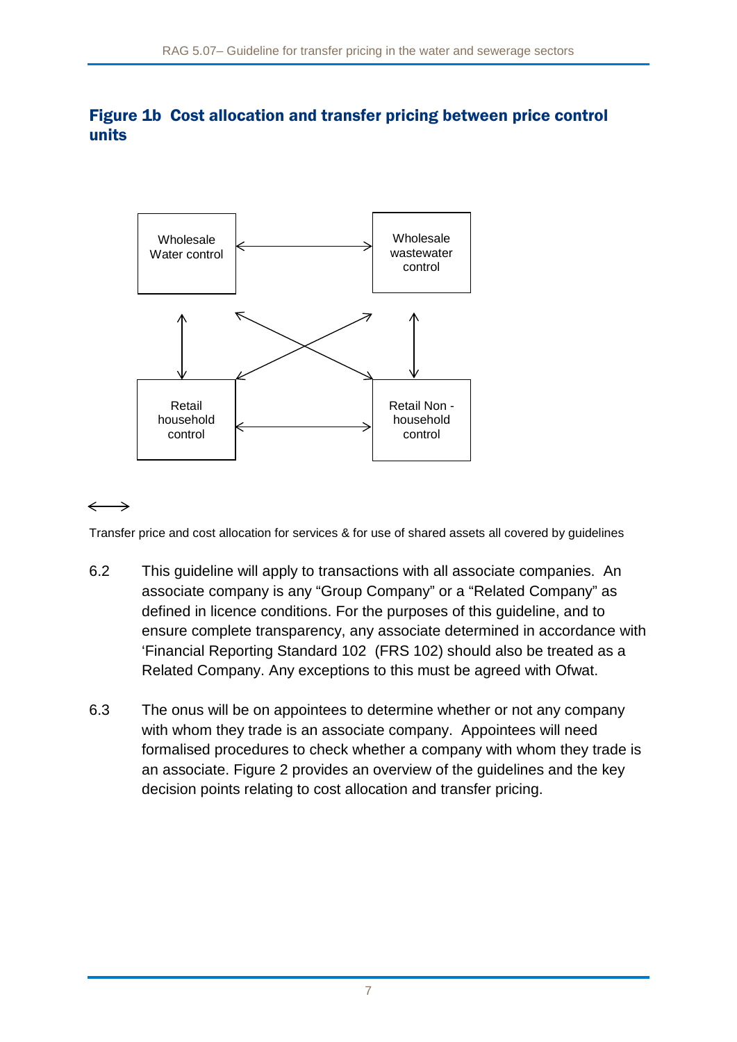### Figure 1b Cost allocation and transfer pricing between price control units

Wholesale Water control

Wholesale wastewater control

Retail household control

Retail Non - household control

⟷

Transfer price and cost allocation for services & for use of shared assets all covered by guidelines

6.2 This guideline will apply to transactions with all associate companies. An associate company is any "Group Company" or a "Related Company" as defined in licence conditions. For the purposes of this guideline, and to ensure complete transparency, any associate determined in accordance with 'Financial Reporting Standard 102 (FRS 102) should also be treated as a Related Company. Any exceptions to this must be agreed with Ofwat.

6.3 The onus will be on appointees to determine whether or not any company with whom they trade is an associate company. Appointees will need formalised procedures to check whether a company with whom they trade is an associate. Figure 2 provides an overview of the guidelines and the key decision points relating to cost allocation and transfer pricing.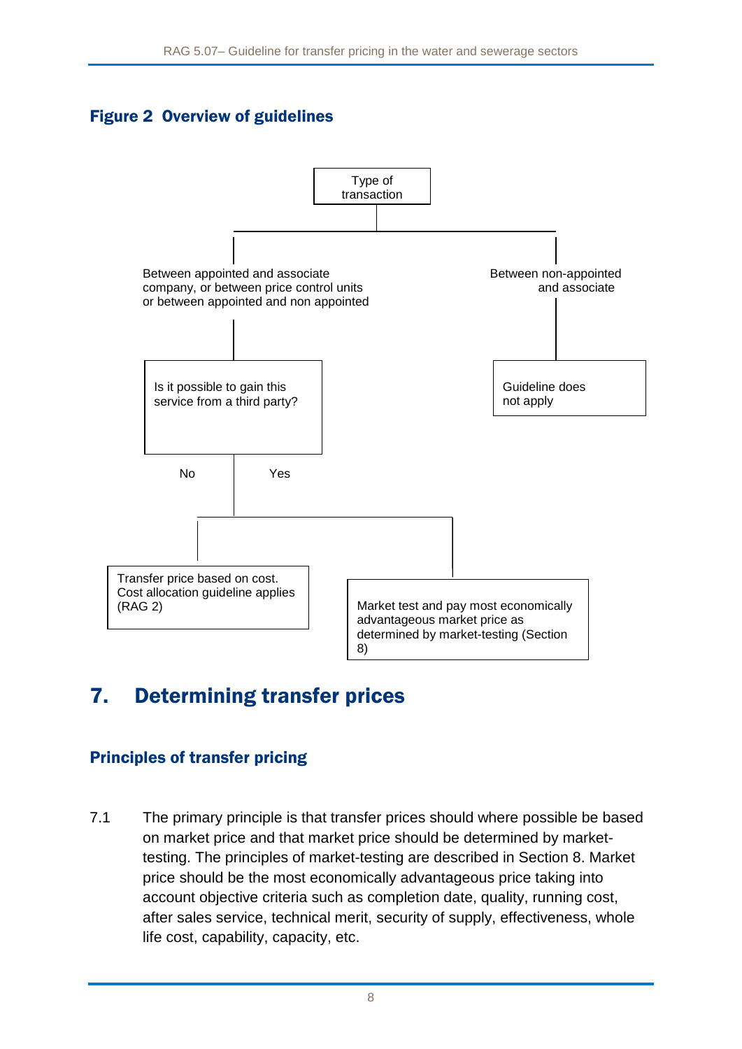**Figure 2 Overview of guidelines**

Type of transaction

Between appointed and associate company, or between price control units or between appointed and non appointed

Between non-appointed and associate

Is it possible to gain this service from a third party?

Guideline does not apply

No

Yes

Transfer price based on cost. Cost allocation guideline applies (RAG 2)

Market test and pay most economically advantageous market price as determined by market-testing (Section 8)

# 7. Determining transfer prices

## Principles of transfer pricing

7.1 The primary principle is that transfer prices should where possible be based on market price and that market price should be determined by market-testing. The principles of market-testing are described in Section 8. Market price should be the most economically advantageous price taking into account objective criteria such as completion date, quality, running cost, after sales service, technical merit, security of supply, effectiveness, whole life cost, capability, capacity, etc.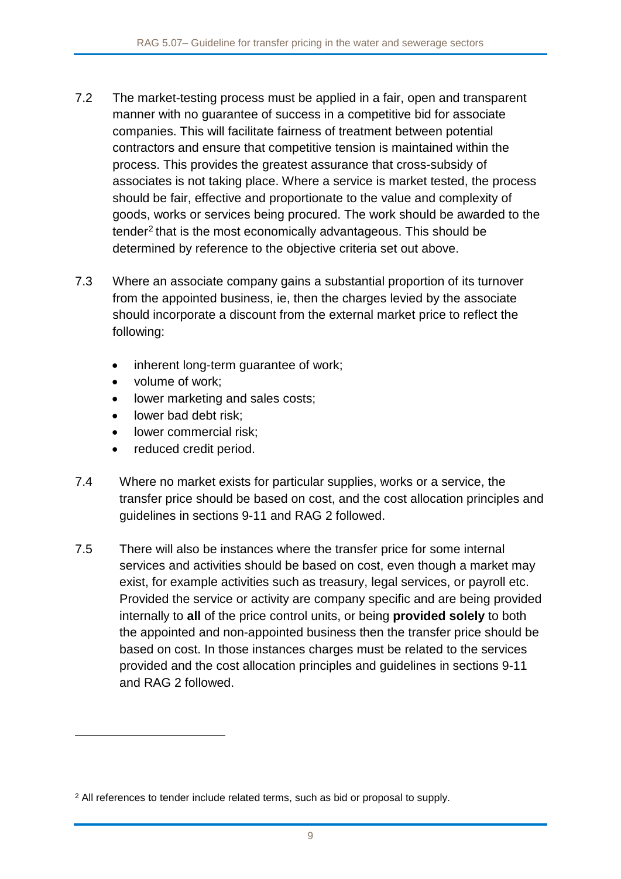7.2 The market-testing process must be applied in a fair, open and transparent manner with no guarantee of success in a competitive bid for associate companies. This will facilitate fairness of treatment between potential contractors and ensure that competitive tension is maintained within the process. This provides the greatest assurance that cross-subsidy of associates is not taking place. Where a service is market tested, the process should be fair, effective and proportionate to the value and complexity of goods, works or services being procured. The work should be awarded to the tender[2] that is the most economically advantageous. This should be determined by reference to the objective criteria set out above.

7.3 Where an associate company gains a substantial proportion of its turnover from the appointed business, ie, then the charges levied by the associate should incorporate a discount from the external market price to reflect the following:

- inherent long-term guarantee of work;
- volume of work;
- lower marketing and sales costs;
- lower bad debt risk;
- lower commercial risk;
- reduced credit period.

7.4 Where no market exists for particular supplies, works or a service, the transfer price should be based on cost, and the cost allocation principles and guidelines in sections 9-11 and RAG 2 followed.

7.5 There will also be instances where the transfer price for some internal services and activities should be based on cost, even though a market may exist, for example activities such as treasury, legal services, or payroll etc. Provided the service or activity are company specific and are being provided internally to **all** of the price control units, or being **provided solely** to both the appointed and non-appointed business then the transfer price should be based on cost. In those instances charges must be related to the services provided and the cost allocation principles and guidelines in sections 9-11 and RAG 2 followed.

[2] All references to tender include related terms, such as bid or proposal to supply.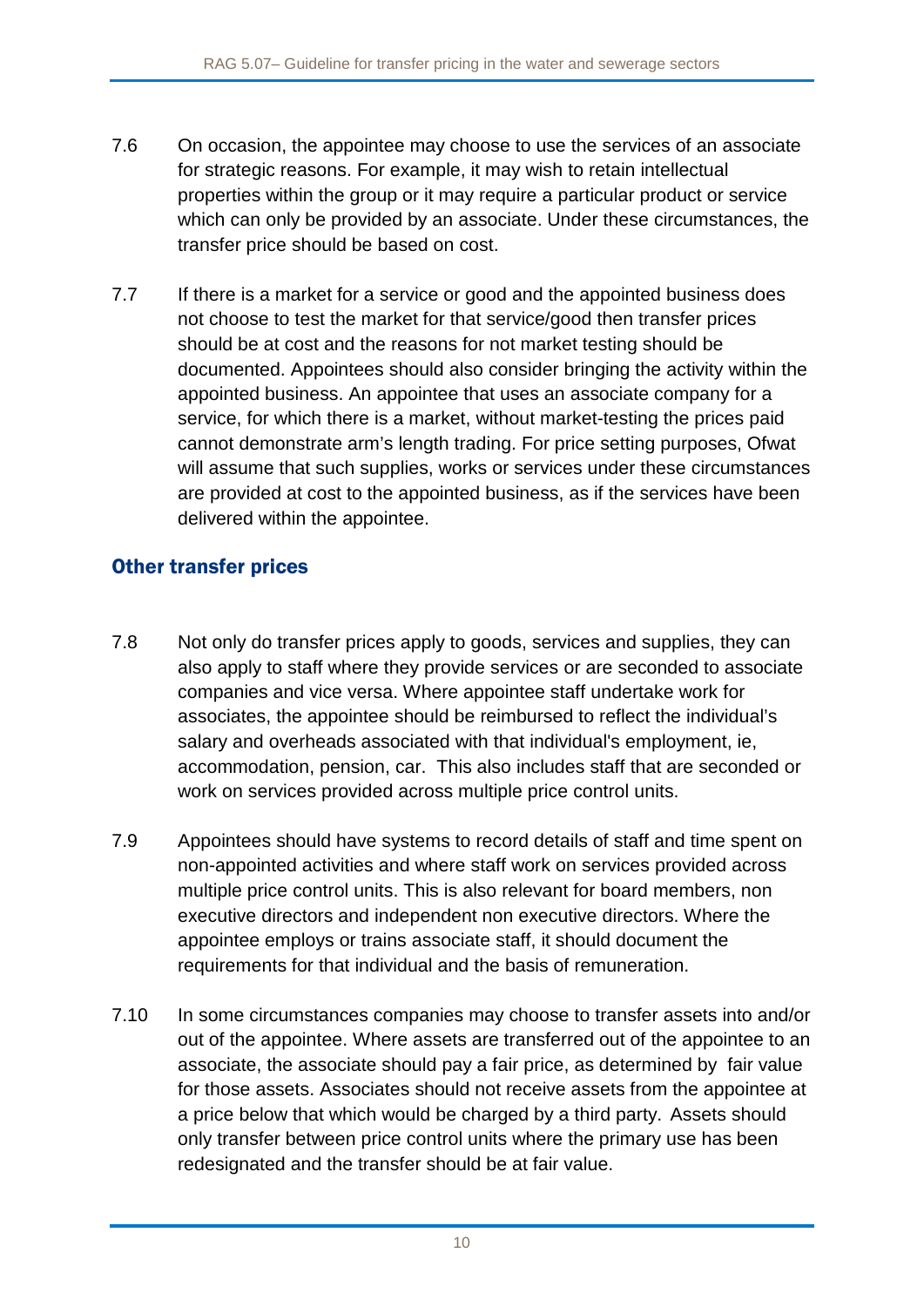7.6 On occasion, the appointee may choose to use the services of an associate for strategic reasons. For example, it may wish to retain intellectual properties within the group or it may require a particular product or service which can only be provided by an associate. Under these circumstances, the transfer price should be based on cost.

7.7 If there is a market for a service or good and the appointed business does not choose to test the market for that service/good then transfer prices should be at cost and the reasons for not market testing should be documented. Appointees should also consider bringing the activity within the appointed business. An appointee that uses an associate company for a service, for which there is a market, without market-testing the prices paid cannot demonstrate arm's length trading. For price setting purposes, Ofwat will assume that such supplies, works or services under these circumstances are provided at cost to the appointed business, as if the services have been delivered within the appointee.

## Other transfer prices

7.8 Not only do transfer prices apply to goods, services and supplies, they can also apply to staff where they provide services or are seconded to associate companies and vice versa. Where appointee staff undertake work for associates, the appointee should be reimbursed to reflect the individual's salary and overheads associated with that individual's employment, ie, accommodation, pension, car. This also includes staff that are seconded or work on services provided across multiple price control units.

7.9 Appointees should have systems to record details of staff and time spent on non-appointed activities and where staff work on services provided across multiple price control units. This is also relevant for board members, non executive directors and independent non executive directors. Where the appointee employs or trains associate staff, it should document the requirements for that individual and the basis of remuneration.

7.10 In some circumstances companies may choose to transfer assets into and/or out of the appointee. Where assets are transferred out of the appointee to an associate, the associate should pay a fair price, as determined by fair value for those assets. Associates should not receive assets from the appointee at a price below that which would be charged by a third party. Assets should only transfer between price control units where the primary use has been redesignated and the transfer should be at fair value.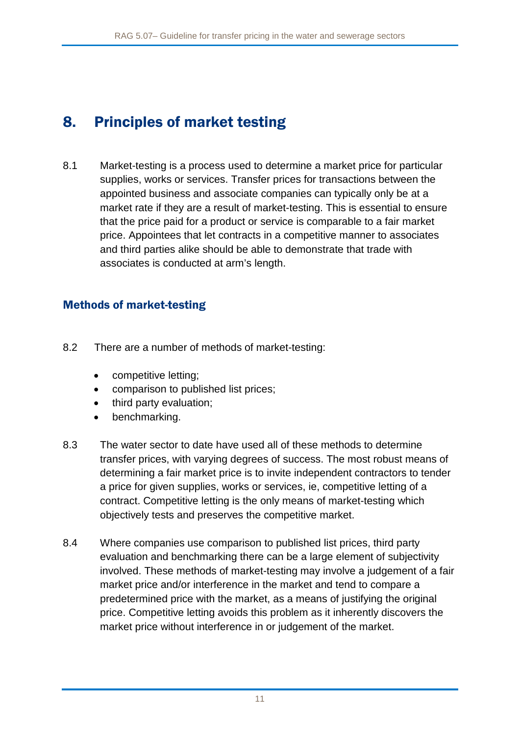# 8. Principles of market testing

8.1 Market-testing is a process used to determine a market price for particular supplies, works or services. Transfer prices for transactions between the appointed business and associate companies can typically only be at a market rate if they are a result of market-testing. This is essential to ensure that the price paid for a product or service is comparable to a fair market price. Appointees that let contracts in a competitive manner to associates and third parties alike should be able to demonstrate that trade with associates is conducted at arm's length.

## Methods of market-testing

8.2 There are a number of methods of market-testing:

- competitive letting;
- comparison to published list prices;
- third party evaluation;
- benchmarking.

8.3 The water sector to date have used all of these methods to determine transfer prices, with varying degrees of success. The most robust means of determining a fair market price is to invite independent contractors to tender a price for given supplies, works or services, ie, competitive letting of a contract. Competitive letting is the only means of market-testing which objectively tests and preserves the competitive market.

8.4 Where companies use comparison to published list prices, third party evaluation and benchmarking there can be a large element of subjectivity involved. These methods of market-testing may involve a judgement of a fair market price and/or interference in the market and tend to compare a predetermined price with the market, as a means of justifying the original price. Competitive letting avoids this problem as it inherently discovers the market price without interference in or judgement of the market.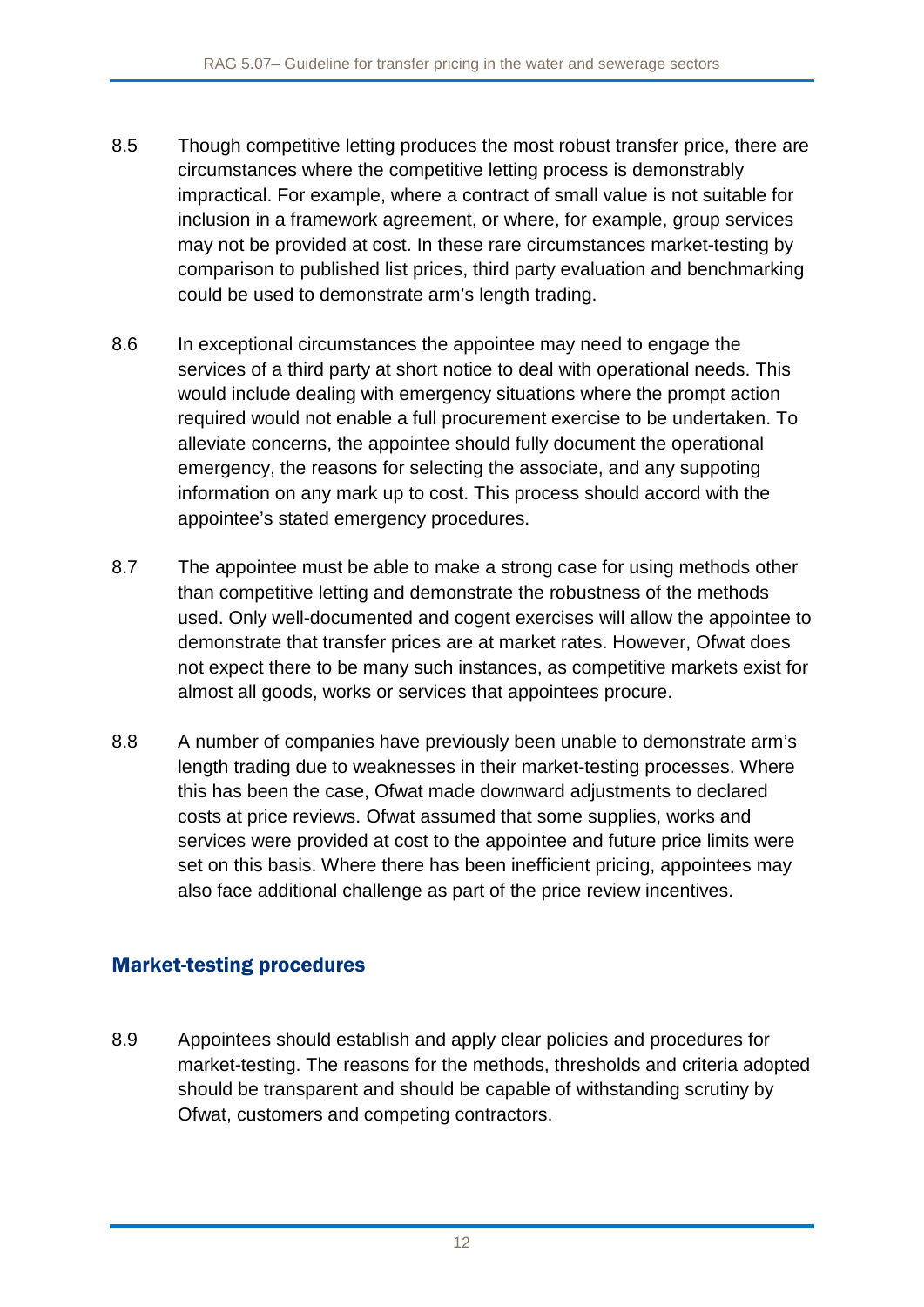8.5 Though competitive letting produces the most robust transfer price, there are circumstances where the competitive letting process is demonstrably impractical. For example, where a contract of small value is not suitable for inclusion in a framework agreement, or where, for example, group services may not be provided at cost. In these rare circumstances market-testing by comparison to published list prices, third party evaluation and benchmarking could be used to demonstrate arm's length trading.

8.6 In exceptional circumstances the appointee may need to engage the services of a third party at short notice to deal with operational needs. This would include dealing with emergency situations where the prompt action required would not enable a full procurement exercise to be undertaken. To alleviate concerns, the appointee should fully document the operational emergency, the reasons for selecting the associate, and any suppoting information on any mark up to cost. This process should accord with the appointee's stated emergency procedures.

8.7 The appointee must be able to make a strong case for using methods other than competitive letting and demonstrate the robustness of the methods used. Only well-documented and cogent exercises will allow the appointee to demonstrate that transfer prices are at market rates. However, Ofwat does not expect there to be many such instances, as competitive markets exist for almost all goods, works or services that appointees procure.

8.8 A number of companies have previously been unable to demonstrate arm's length trading due to weaknesses in their market-testing processes. Where this has been the case, Ofwat made downward adjustments to declared costs at price reviews. Ofwat assumed that some supplies, works and services were provided at cost to the appointee and future price limits were set on this basis. Where there has been inefficient pricing, appointees may also face additional challenge as part of the price review incentives.

## Market-testing procedures

8.9 Appointees should establish and apply clear policies and procedures for market-testing. The reasons for the methods, thresholds and criteria adopted should be transparent and should be capable of withstanding scrutiny by Ofwat, customers and competing contractors.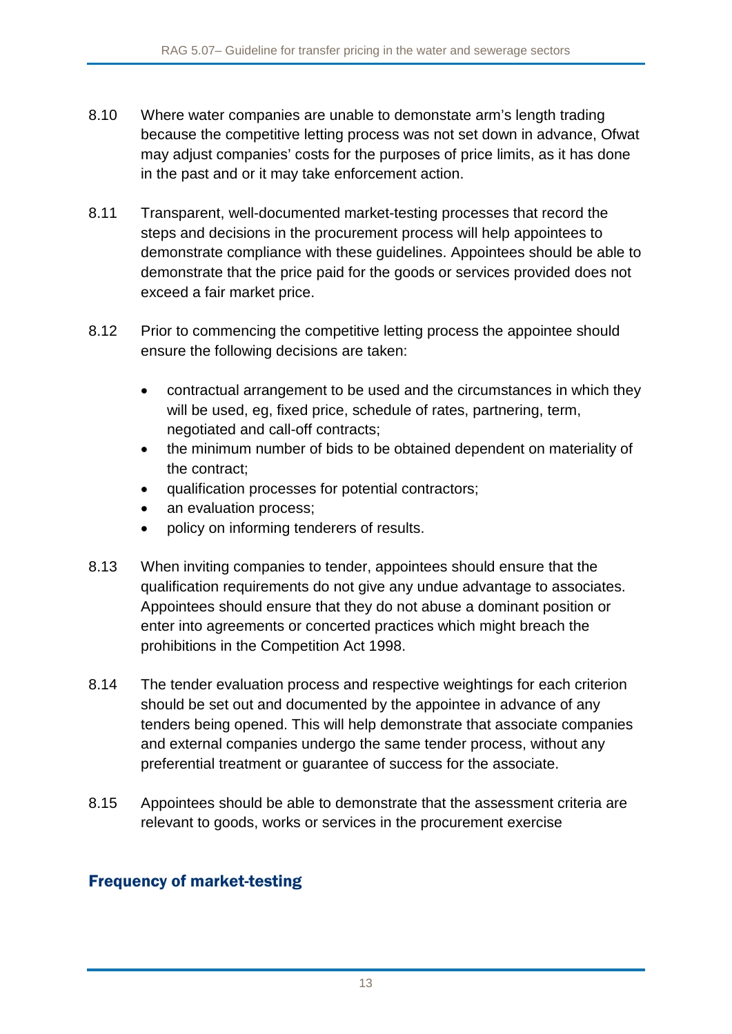8.10 Where water companies are unable to demonstate arm's length trading because the competitive letting process was not set down in advance, Ofwat may adjust companies' costs for the purposes of price limits, as it has done in the past and or it may take enforcement action.

8.11 Transparent, well-documented market-testing processes that record the steps and decisions in the procurement process will help appointees to demonstrate compliance with these guidelines. Appointees should be able to demonstrate that the price paid for the goods or services provided does not exceed a fair market price.

8.12 Prior to commencing the competitive letting process the appointee should ensure the following decisions are taken:

- contractual arrangement to be used and the circumstances in which they will be used, eg, fixed price, schedule of rates, partnering, term, negotiated and call-off contracts;
- the minimum number of bids to be obtained dependent on materiality of the contract;
- qualification processes for potential contractors;
- an evaluation process;
- policy on informing tenderers of results.

8.13 When inviting companies to tender, appointees should ensure that the qualification requirements do not give any undue advantage to associates. Appointees should ensure that they do not abuse a dominant position or enter into agreements or concerted practices which might breach the prohibitions in the Competition Act 1998.

8.14 The tender evaluation process and respective weightings for each criterion should be set out and documented by the appointee in advance of any tenders being opened. This will help demonstrate that associate companies and external companies undergo the same tender process, without any preferential treatment or guarantee of success for the associate.

8.15 Appointees should be able to demonstrate that the assessment criteria are relevant to goods, works or services in the procurement exercise

## Frequency of market-testing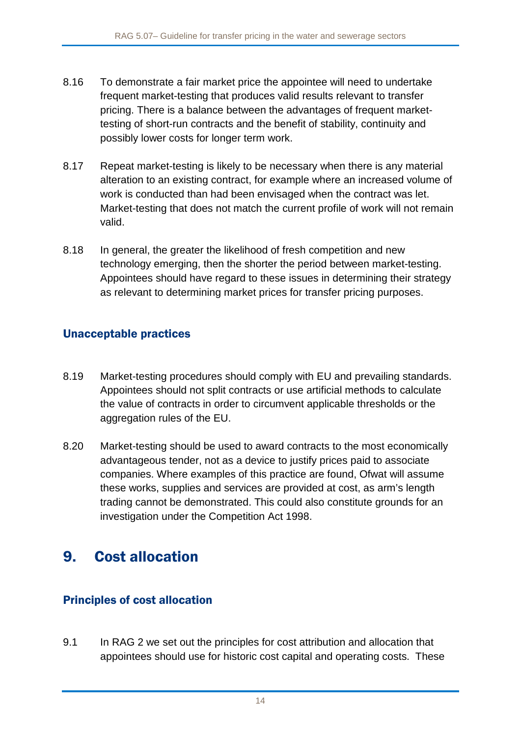8.16 To demonstrate a fair market price the appointee will need to undertake frequent market-testing that produces valid results relevant to transfer pricing. There is a balance between the advantages of frequent market-testing of short-run contracts and the benefit of stability, continuity and possibly lower costs for longer term work.

8.17 Repeat market-testing is likely to be necessary when there is any material alteration to an existing contract, for example where an increased volume of work is conducted than had been envisaged when the contract was let. Market-testing that does not match the current profile of work will not remain valid.

8.18 In general, the greater the likelihood of fresh competition and new technology emerging, then the shorter the period between market-testing. Appointees should have regard to these issues in determining their strategy as relevant to determining market prices for transfer pricing purposes.

### Unacceptable practices

8.19 Market-testing procedures should comply with EU and prevailing standards. Appointees should not split contracts or use artificial methods to calculate the value of contracts in order to circumvent applicable thresholds or the aggregation rules of the EU.

8.20 Market-testing should be used to award contracts to the most economically advantageous tender, not as a device to justify prices paid to associate companies. Where examples of this practice are found, Ofwat will assume these works, supplies and services are provided at cost, as arm's length trading cannot be demonstrated. This could also constitute grounds for an investigation under the Competition Act 1998.

## 9. Cost allocation

### Principles of cost allocation

9.1 In RAG 2 we set out the principles for cost attribution and allocation that appointees should use for historic cost capital and operating costs. These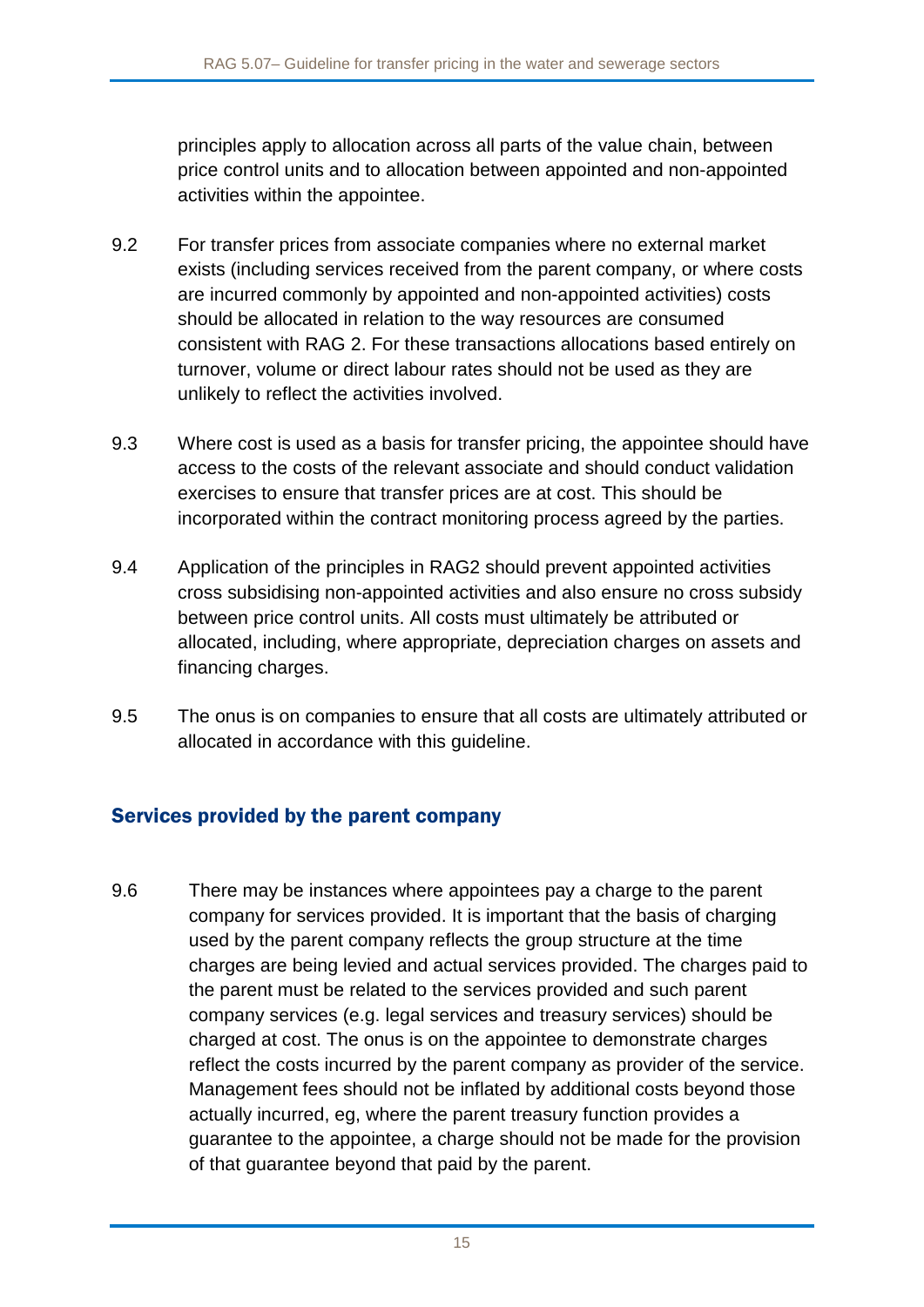principles apply to allocation across all parts of the value chain, between price control units and to allocation between appointed and non-appointed activities within the appointee.

9.2 For transfer prices from associate companies where no external market exists (including services received from the parent company, or where costs are incurred commonly by appointed and non-appointed activities) costs should be allocated in relation to the way resources are consumed consistent with RAG 2. For these transactions allocations based entirely on turnover, volume or direct labour rates should not be used as they are unlikely to reflect the activities involved.

9.3 Where cost is used as a basis for transfer pricing, the appointee should have access to the costs of the relevant associate and should conduct validation exercises to ensure that transfer prices are at cost. This should be incorporated within the contract monitoring process agreed by the parties.

9.4 Application of the principles in RAG2 should prevent appointed activities cross subsidising non-appointed activities and also ensure no cross subsidy between price control units. All costs must ultimately be attributed or allocated, including, where appropriate, depreciation charges on assets and financing charges.

9.5 The onus is on companies to ensure that all costs are ultimately attributed or allocated in accordance with this guideline.

## Services provided by the parent company

9.6 There may be instances where appointees pay a charge to the parent company for services provided. It is important that the basis of charging used by the parent company reflects the group structure at the time charges are being levied and actual services provided. The charges paid to the parent must be related to the services provided and such parent company services (e.g. legal services and treasury services) should be charged at cost. The onus is on the appointee to demonstrate charges reflect the costs incurred by the parent company as provider of the service. Management fees should not be inflated by additional costs beyond those actually incurred, eg, where the parent treasury function provides a guarantee to the appointee, a charge should not be made for the provision of that guarantee beyond that paid by the parent.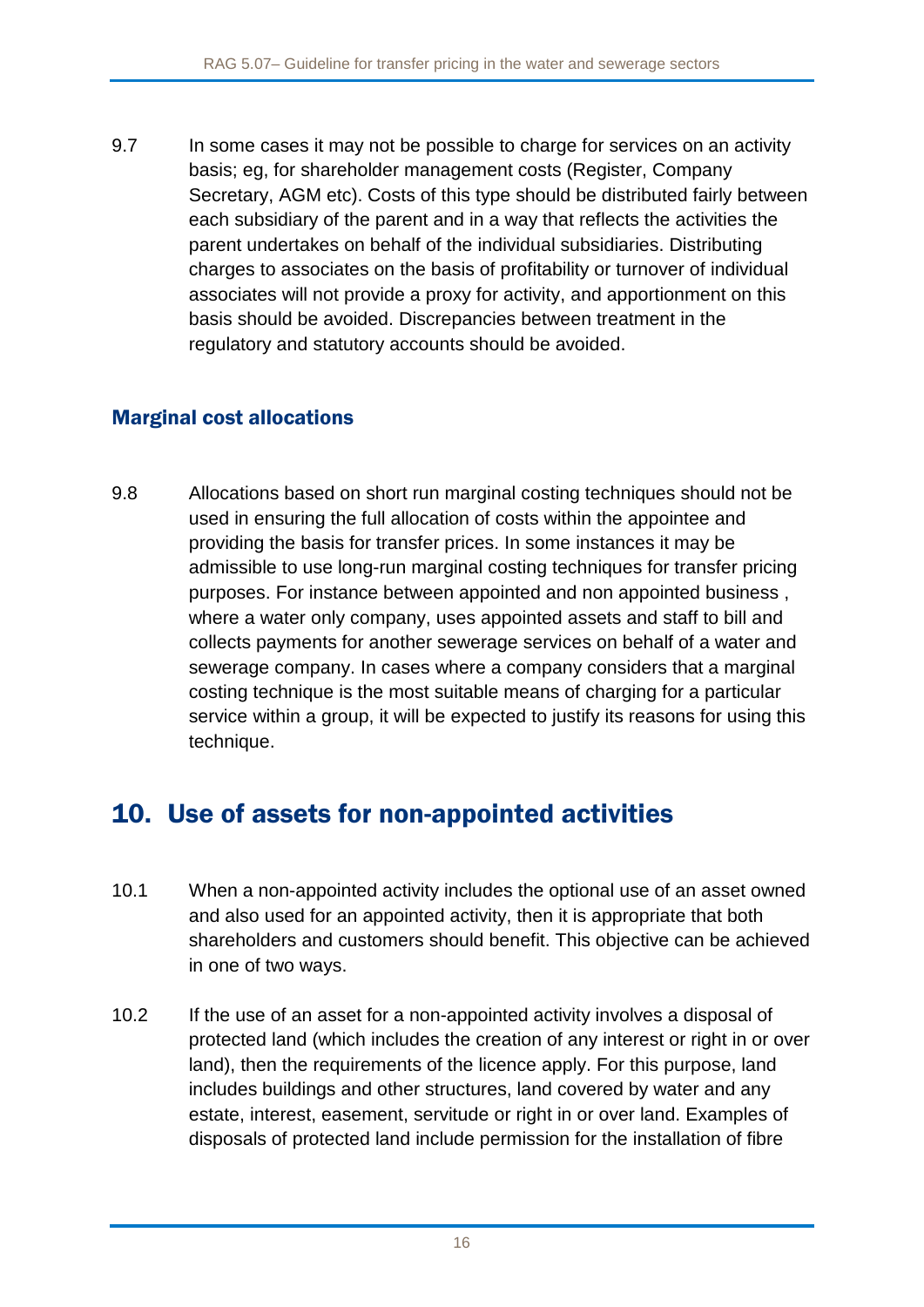9.7 In some cases it may not be possible to charge for services on an activity basis; eg, for shareholder management costs (Register, Company Secretary, AGM etc). Costs of this type should be distributed fairly between each subsidiary of the parent and in a way that reflects the activities the parent undertakes on behalf of the individual subsidiaries. Distributing charges to associates on the basis of profitability or turnover of individual associates will not provide a proxy for activity, and apportionment on this basis should be avoided. Discrepancies between treatment in the regulatory and statutory accounts should be avoided.

### Marginal cost allocations

9.8 Allocations based on short run marginal costing techniques should not be used in ensuring the full allocation of costs within the appointee and providing the basis for transfer prices. In some instances it may be admissible to use long-run marginal costing techniques for transfer pricing purposes. For instance between appointed and non appointed business , where a water only company, uses appointed assets and staff to bill and collects payments for another sewerage services on behalf of a water and sewerage company. In cases where a company considers that a marginal costing technique is the most suitable means of charging for a particular service within a group, it will be expected to justify its reasons for using this technique.

## 10. Use of assets for non-appointed activities

10.1 When a non-appointed activity includes the optional use of an asset owned and also used for an appointed activity, then it is appropriate that both shareholders and customers should benefit. This objective can be achieved in one of two ways.

10.2 If the use of an asset for a non-appointed activity involves a disposal of protected land (which includes the creation of any interest or right in or over land), then the requirements of the licence apply. For this purpose, land includes buildings and other structures, land covered by water and any estate, interest, easement, servitude or right in or over land. Examples of disposals of protected land include permission for the installation of fibre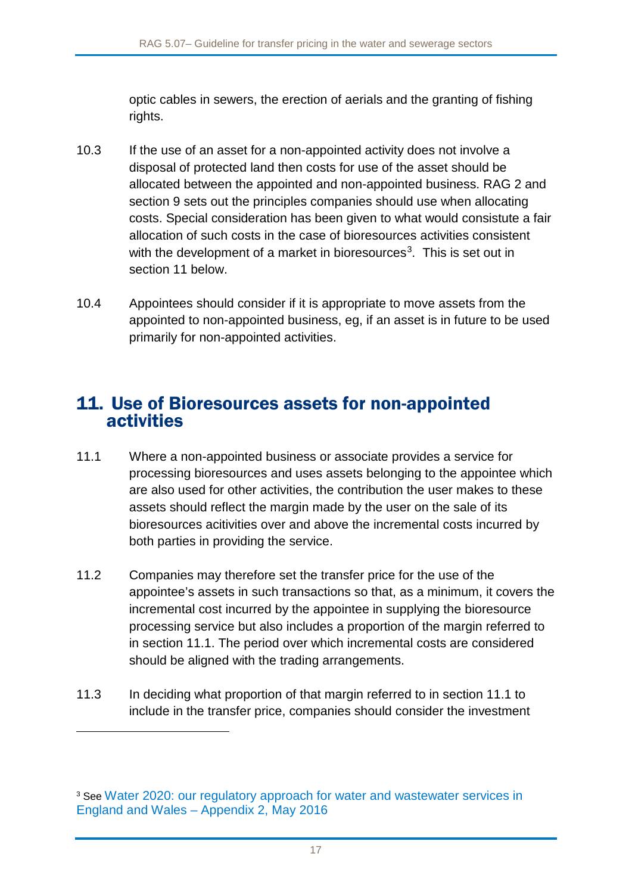optic cables in sewers, the erection of aerials and the granting of fishing rights.

10.3 If the use of an asset for a non-appointed activity does not involve a disposal of protected land then costs for use of the asset should be allocated between the appointed and non-appointed business. RAG 2 and section 9 sets out the principles companies should use when allocating costs. Special consideration has been given to what would consistute a fair allocation of such costs in the case of bioresources activities consistent with the development of a market in bioresources[3]. This is set out in section 11 below.

10.4 Appointees should consider if it is appropriate to move assets from the appointed to non-appointed business, eg, if an asset is in future to be used primarily for non-appointed activities.

## 11. Use of Bioresources assets for non-appointed activities

11.1 Where a non-appointed business or associate provides a service for processing bioresources and uses assets belonging to the appointee which are also used for other activities, the contribution the user makes to these assets should reflect the margin made by the user on the sale of its bioresources acitivities over and above the incremental costs incurred by both parties in providing the service.

11.2 Companies may therefore set the transfer price for the use of the appointee's assets in such transactions so that, as a minimum, it covers the incremental cost incurred by the appointee in supplying the bioresource processing service but also includes a proportion of the margin referred to in section 11.1. The period over which incremental costs are considered should be aligned with the trading arrangements.

11.3 In deciding what proportion of that margin referred to in section 11.1 to include in the transfer price, companies should consider the investment

[3] See Water 2020: our regulatory approach for water and wastewater services in England and Wales – Appendix 2, May 2016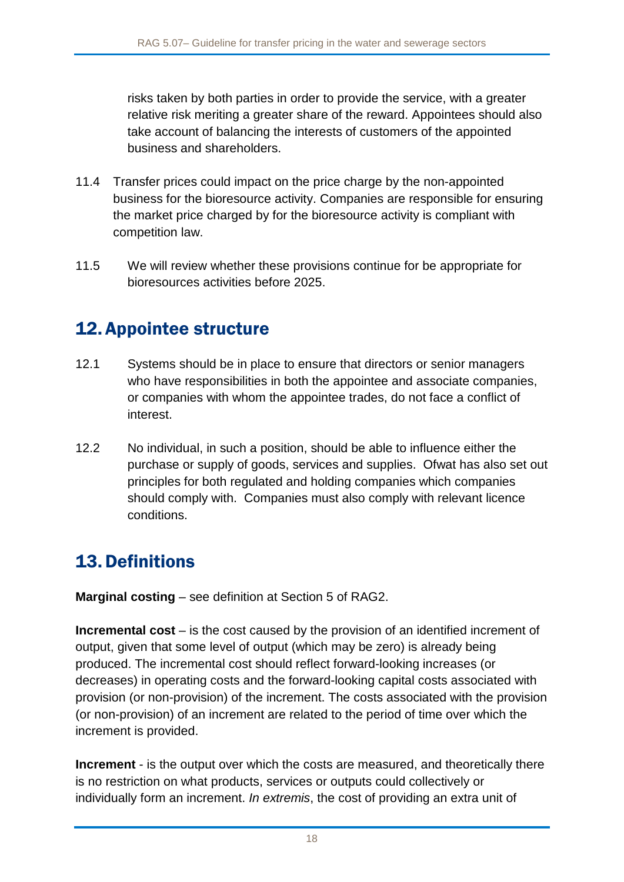risks taken by both parties in order to provide the service, with a greater relative risk meriting a greater share of the reward. Appointees should also take account of balancing the interests of customers of the appointed business and shareholders.

11.4 Transfer prices could impact on the price charge by the non-appointed business for the bioresource activity. Companies are responsible for ensuring the market price charged by for the bioresource activity is compliant with competition law.

11.5 We will review whether these provisions continue for be appropriate for bioresources activities before 2025.

## 12. Appointee structure

12.1 Systems should be in place to ensure that directors or senior managers who have responsibilities in both the appointee and associate companies, or companies with whom the appointee trades, do not face a conflict of interest.

12.2 No individual, in such a position, should be able to influence either the purchase or supply of goods, services and supplies. Ofwat has also set out principles for both regulated and holding companies which companies should comply with. Companies must also comply with relevant licence conditions.

## 13. Definitions

**Marginal costing** – see definition at Section 5 of RAG2.

**Incremental cost** – is the cost caused by the provision of an identified increment of output, given that some level of output (which may be zero) is already being produced. The incremental cost should reflect forward-looking increases (or decreases) in operating costs and the forward-looking capital costs associated with provision (or non-provision) of the increment. The costs associated with the provision (or non-provision) of an increment are related to the period of time over which the increment is provided.

**Increment** - is the output over which the costs are measured, and theoretically there is no restriction on what products, services or outputs could collectively or individually form an increment. *In extremis*, the cost of providing an extra unit of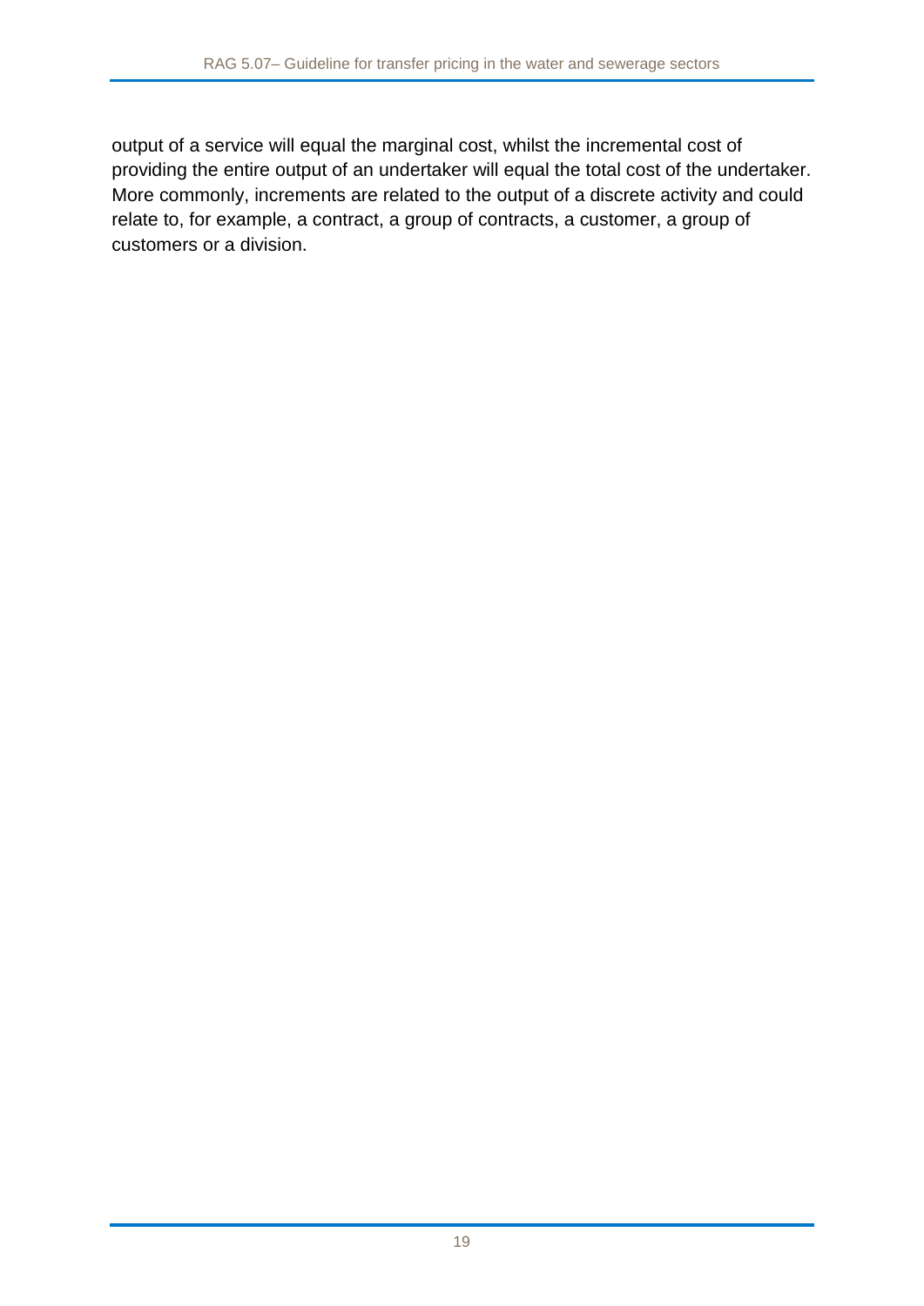output of a service will equal the marginal cost, whilst the incremental cost of providing the entire output of an undertaker will equal the total cost of the undertaker. More commonly, increments are related to the output of a discrete activity and could relate to, for example, a contract, a group of contracts, a customer, a group of customers or a division.